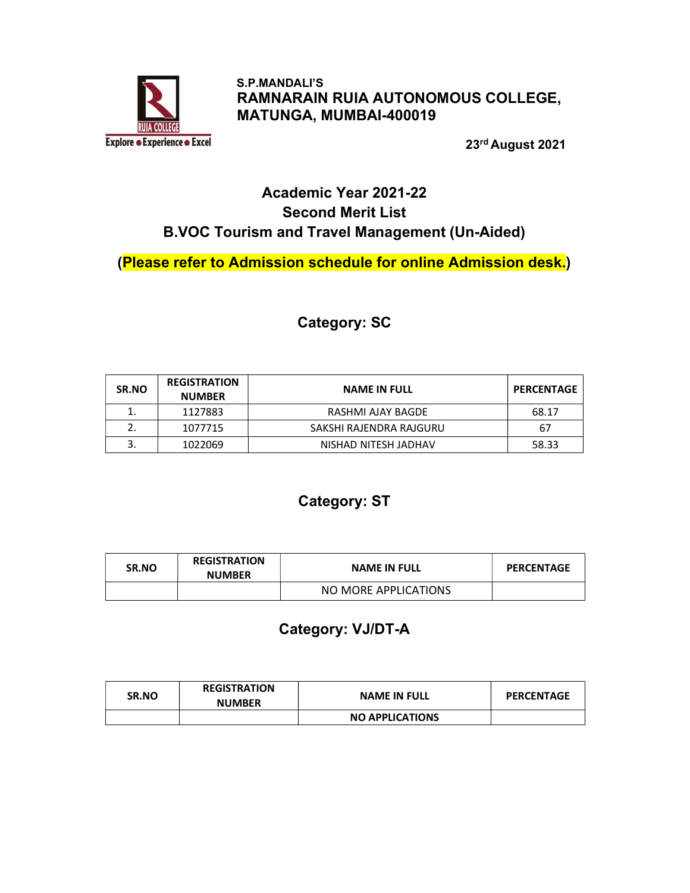S.P.MANDALI'S

**RAMNARAIN RUIA AUTONOMOUS COLLEGE, MATUNGA, MUMBAI-400019**

**23rd August 2021**

## Academic Year 2021-22
## Second Merit List
## B.VOC Tourism and Travel Management (Un-Aided)

**(Please refer to Admission schedule for online Admission desk.)**

### Category: SC

| SR.NO | REGISTRATION NUMBER | NAME IN FULL | PERCENTAGE |
|---|---|---|---|
| 1. | 1127883 | RASHMI AJAY BAGDE | 68.17 |
| 2. | 1077715 | SAKSHI RAJENDRA RAJGURU | 67 |
| 3. | 1022069 | NISHAD NITESH JADHAV | 58.33 |

### Category: ST

| SR.NO | REGISTRATION NUMBER | NAME IN FULL | PERCENTAGE |
|---|---|---|---|
| | | NO MORE APPLICATIONS | |

### Category: VJ/DT-A

| SR.NO | REGISTRATION NUMBER | NAME IN FULL | PERCENTAGE |
|---|---|---|---|
| | | **NO APPLICATIONS** | |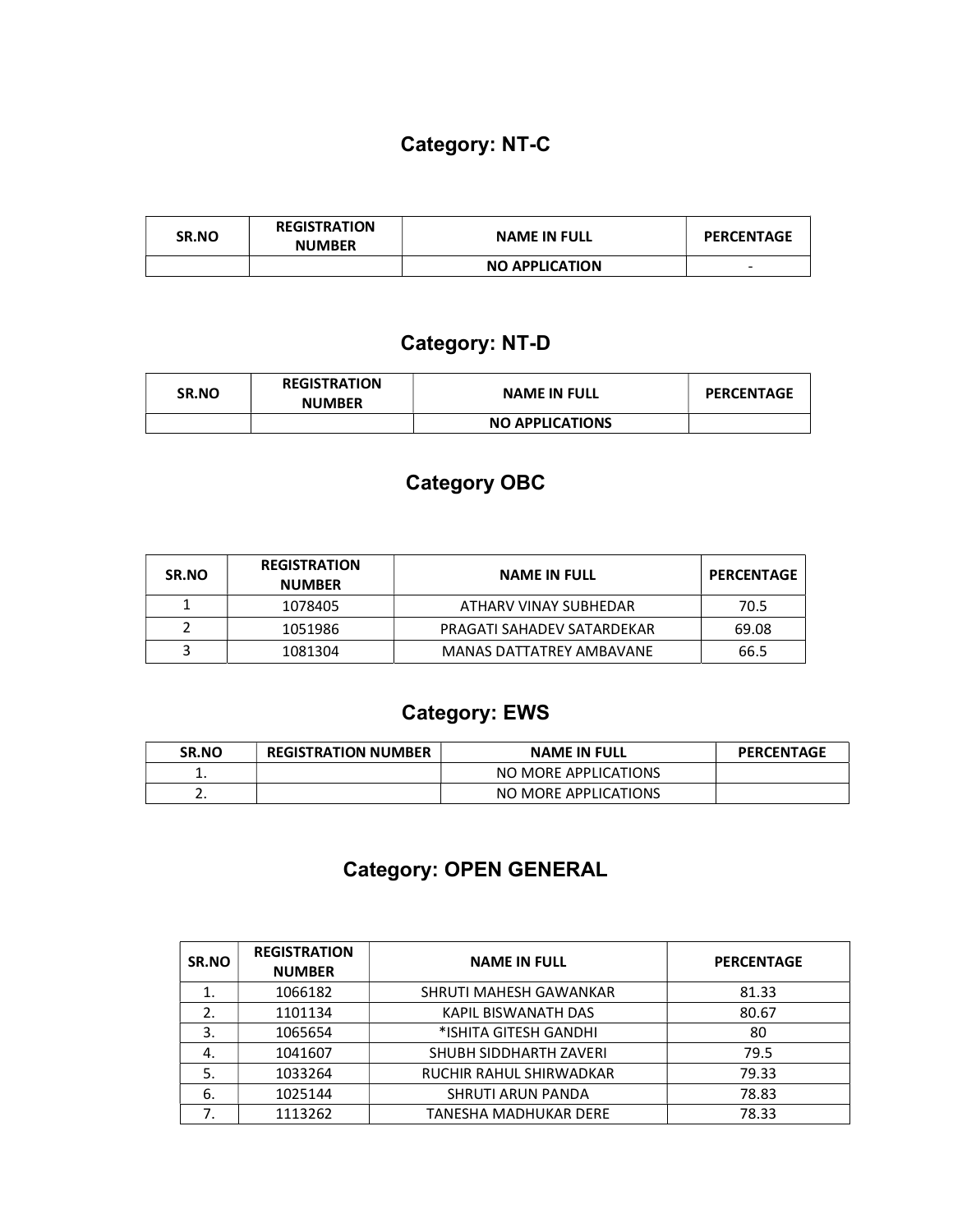## Category: NT-C

| SR.NO | REGISTRATION NUMBER | NAME IN FULL | PERCENTAGE |
|---|---|---|---|
| | | NO APPLICATION | - |

## Category: NT-D

| SR.NO | REGISTRATION NUMBER | NAME IN FULL | PERCENTAGE |
|---|---|---|---|
| | | NO APPLICATIONS | |

## Category OBC

| SR.NO | REGISTRATION NUMBER | NAME IN FULL | PERCENTAGE |
|---|---|---|---|
| 1 | 1078405 | ATHARV VINAY SUBHEDAR | 70.5 |
| 2 | 1051986 | PRAGATI SAHADEV SATARDEKAR | 69.08 |
| 3 | 1081304 | MANAS DATTATREY AMBAVANE | 66.5 |

## Category: EWS

| SR.NO | REGISTRATION NUMBER | NAME IN FULL | PERCENTAGE |
|---|---|---|---|
| 1. | | NO MORE APPLICATIONS | |
| 2. | | NO MORE APPLICATIONS | |

## Category: OPEN GENERAL

| SR.NO | REGISTRATION NUMBER | NAME IN FULL | PERCENTAGE |
|---|---|---|---|
| 1. | 1066182 | SHRUTI MAHESH GAWANKAR | 81.33 |
| 2. | 1101134 | KAPIL BISWANATH DAS | 80.67 |
| 3. | 1065654 | *ISHITA GITESH GANDHI | 80 |
| 4. | 1041607 | SHUBH SIDDHARTH ZAVERI | 79.5 |
| 5. | 1033264 | RUCHIR RAHUL SHIRWADKAR | 79.33 |
| 6. | 1025144 | SHRUTI ARUN PANDA | 78.83 |
| 7. | 1113262 | TANESHA MADHUKAR DERE | 78.33 |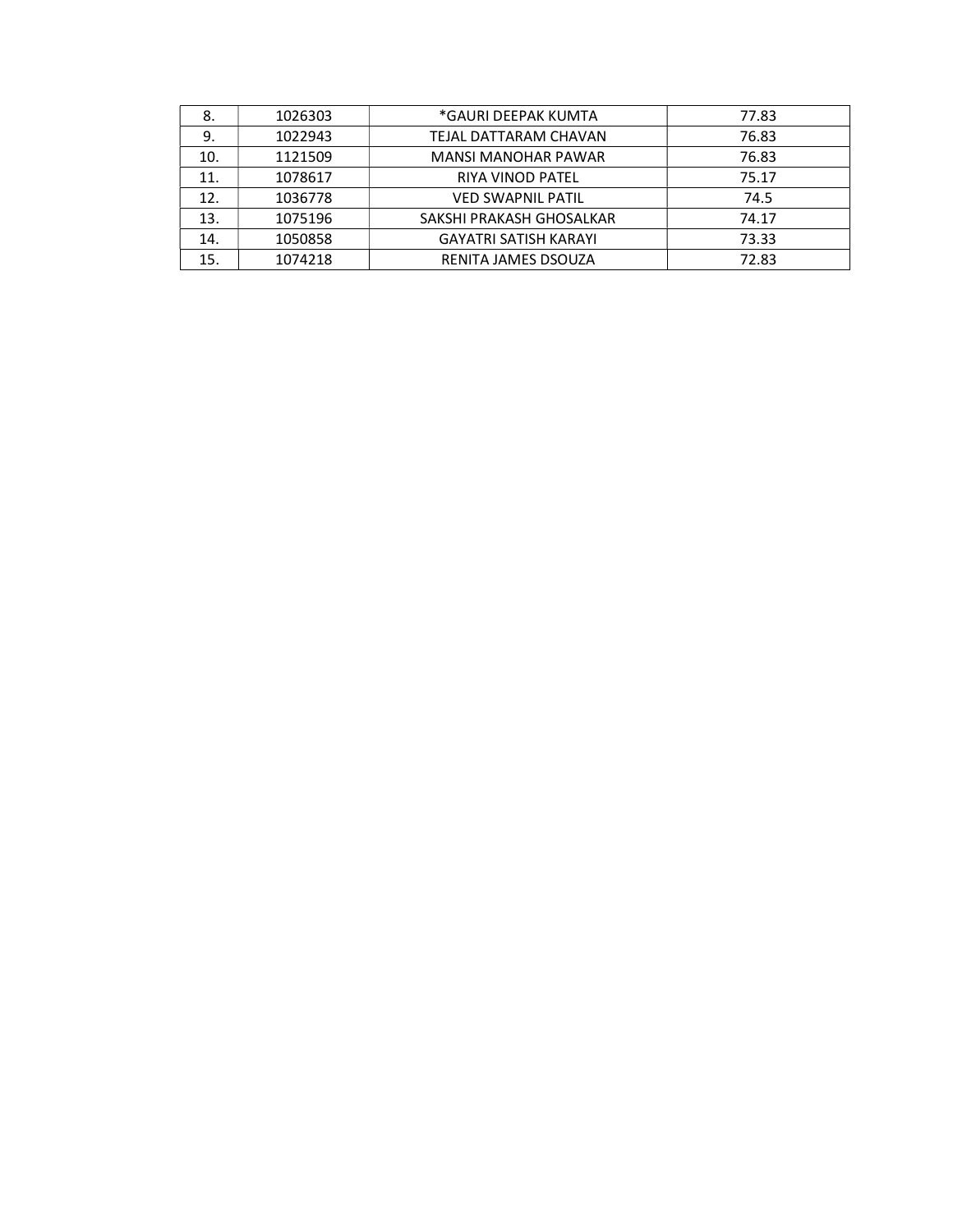| | | | |
|---|---|---|---|
| 8. | 1026303 | *GAURI DEEPAK KUMTA | 77.83 |
| 9. | 1022943 | TEJAL DATTARAM CHAVAN | 76.83 |
| 10. | 1121509 | MANSI MANOHAR PAWAR | 76.83 |
| 11. | 1078617 | RIYA VINOD PATEL | 75.17 |
| 12. | 1036778 | VED SWAPNIL PATIL | 74.5 |
| 13. | 1075196 | SAKSHI PRAKASH GHOSALKAR | 74.17 |
| 14. | 1050858 | GAYATRI SATISH KARAYI | 73.33 |
| 15. | 1074218 | RENITA JAMES DSOUZA | 72.83 |